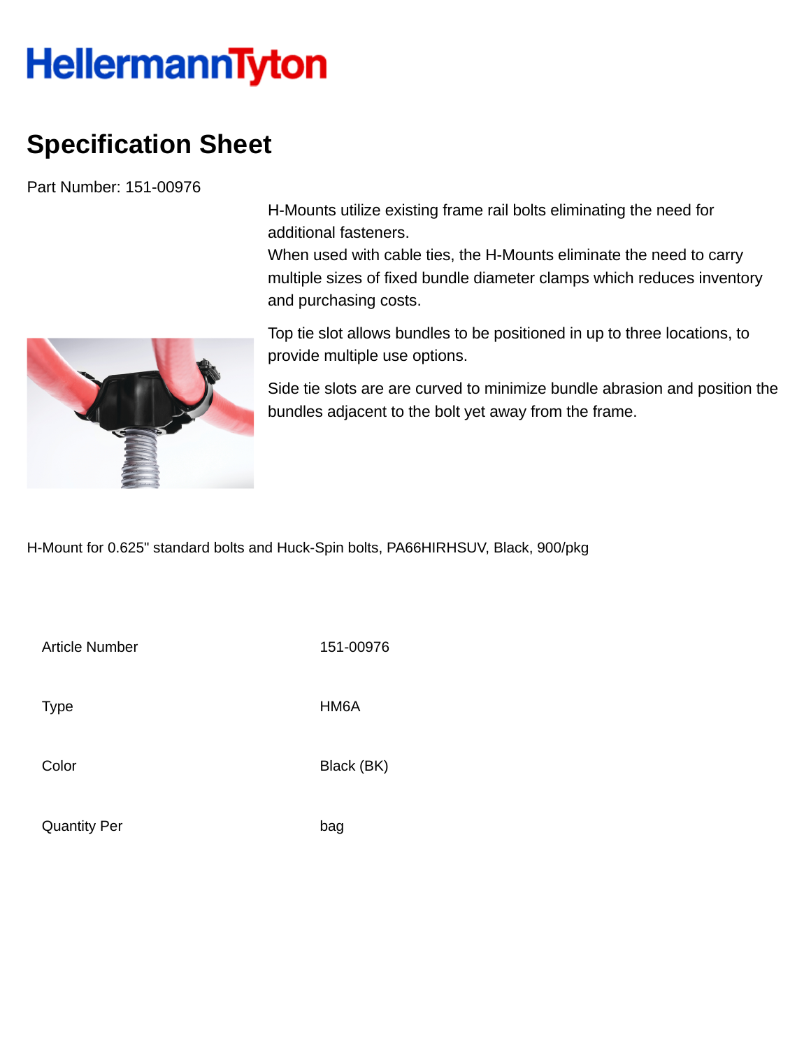HellermannTyton

# Specification Sheet

Part Number: 151-00976

H-Mounts utilize existing frame rail bolts eliminating the need for additional fasteners.
When used with cable ties, the H-Mounts eliminate the need to carry multiple sizes of fixed bundle diameter clamps which reduces inventory and purchasing costs.

Top tie slot allows bundles to be positioned in up to three locations, to provide multiple use options.

Side tie slots are are curved to minimize bundle abrasion and position the bundles adjacent to the bolt yet away from the frame.

H-Mount for 0.625" standard bolts and Huck-Spin bolts, PA66HIRHSUV, Black, 900/pkg

| | |
|---|---|
| Article Number | 151-00976 |
| Type | HM6A |
| Color | Black (BK) |
| Quantity Per | bag |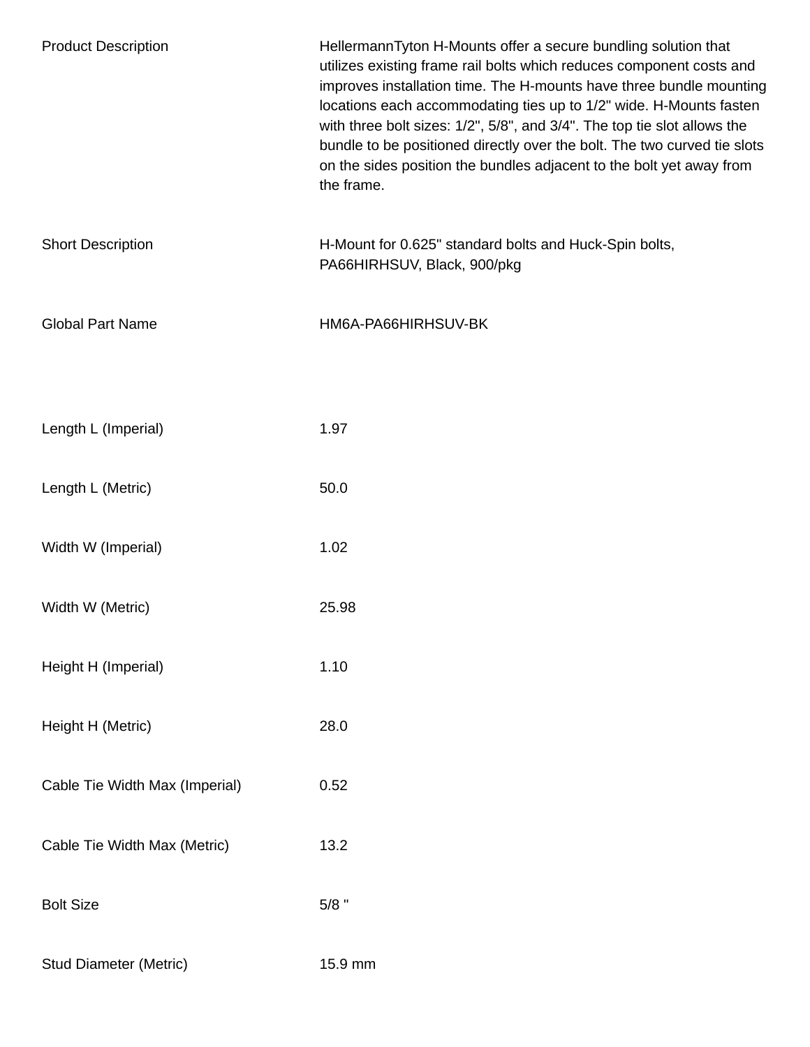| | |
|---|---|
| Product Description | HellermannTyton H-Mounts offer a secure bundling solution that utilizes existing frame rail bolts which reduces component costs and improves installation time. The H-mounts have three bundle mounting locations each accommodating ties up to 1/2" wide. H-Mounts fasten with three bolt sizes: 1/2", 5/8", and 3/4". The top tie slot allows the bundle to be positioned directly over the bolt. The two curved tie slots on the sides position the bundles adjacent to the bolt yet away from the frame. |
| Short Description | H-Mount for 0.625" standard bolts and Huck-Spin bolts, PA66HIRHSUV, Black, 900/pkg |
| Global Part Name | HM6A-PA66HIRHSUV-BK |
| Length L (Imperial) | 1.97 |
| Length L (Metric) | 50.0 |
| Width W (Imperial) | 1.02 |
| Width W (Metric) | 25.98 |
| Height H (Imperial) | 1.10 |
| Height H (Metric) | 28.0 |
| Cable Tie Width Max (Imperial) | 0.52 |
| Cable Tie Width Max (Metric) | 13.2 |
| Bolt Size | 5/8 " |
| Stud Diameter (Metric) | 15.9 mm |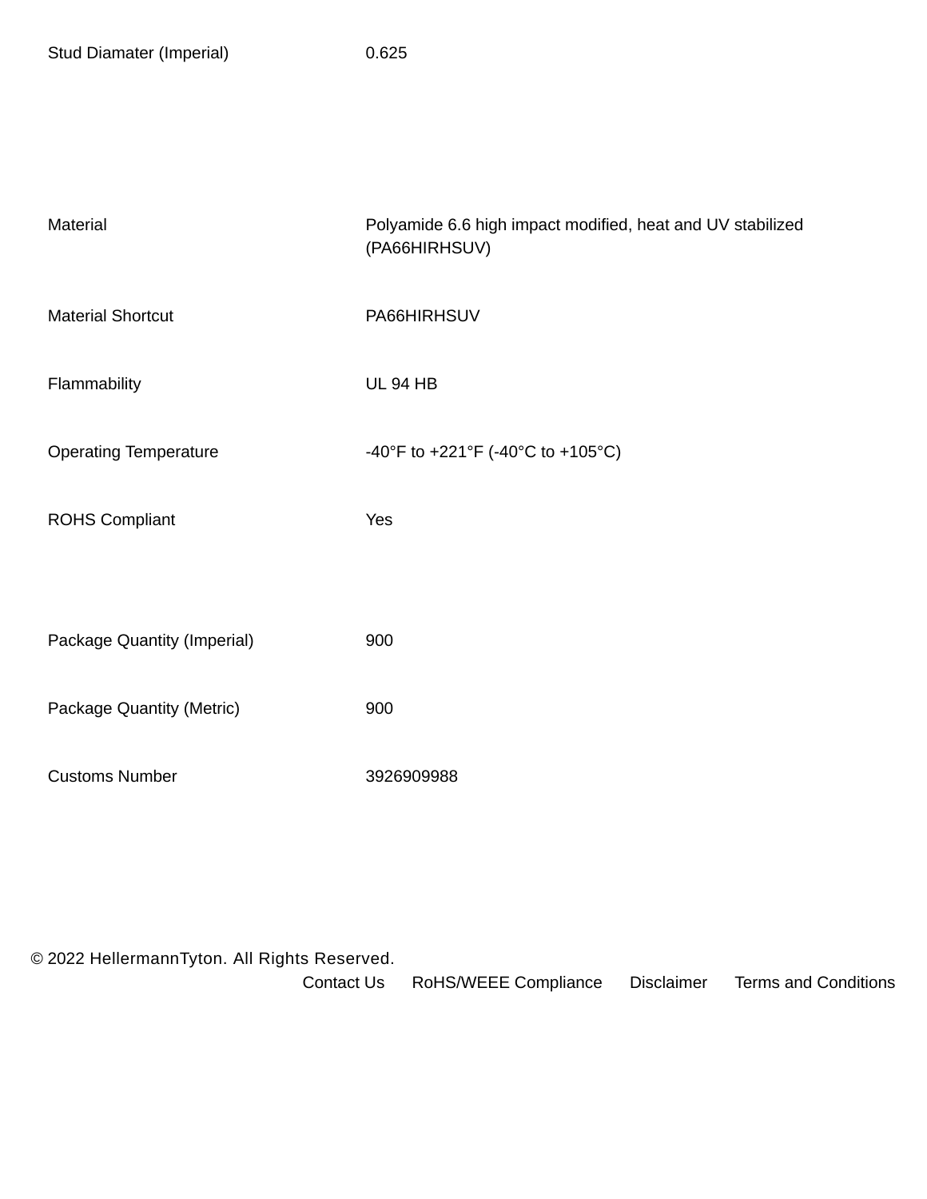| | |
|---|---|
| Stud Diamater (Imperial) | 0.625 |
| Material | Polyamide 6.6 high impact modified, heat and UV stabilized (PA66HIRHSUV) |
| Material Shortcut | PA66HIRHSUV |
| Flammability | UL 94 HB |
| Operating Temperature | -40°F to +221°F (-40°C to +105°C) |
| ROHS Compliant | Yes |
| Package Quantity (Imperial) | 900 |
| Package Quantity (Metric) | 900 |
| Customs Number | 3926909988 |

© 2022 HellermannTyton. All Rights Reserved.

Contact Us RoHS/WEEE Compliance Disclaimer Terms and Conditions